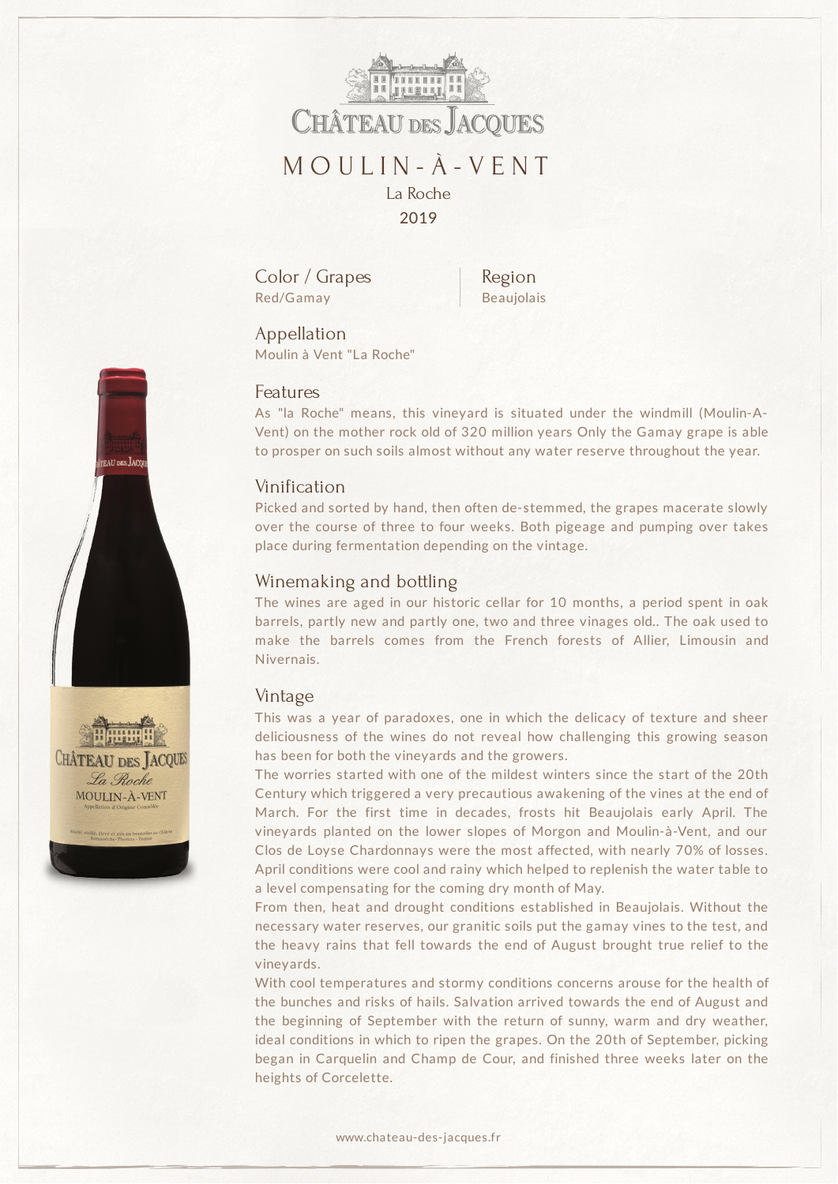# CHÂTEAU DES JACQUES

## MOULIN-À-VENT

La Roche

2019

### Color / Grapes
Red/Gamay

### Region
Beaujolais

### Appellation
Moulin à Vent "La Roche"

### Features
As "la Roche" means, this vineyard is situated under the windmill (Moulin-A-Vent) on the mother rock old of 320 million years Only the Gamay grape is able to prosper on such soils almost without any water reserve throughout the year.

### Vinification
Picked and sorted by hand, then often de-stemmed, the grapes macerate slowly over the course of three to four weeks. Both pigeage and pumping over takes place during fermentation depending on the vintage.

### Winemaking and bottling
The wines are aged in our historic cellar for 10 months, a period spent in oak barrels, partly new and partly one, two and three vinages old.. The oak used to make the barrels comes from the French forests of Allier, Limousin and Nivernais.

### Vintage
This was a year of paradoxes, one in which the delicacy of texture and sheer deliciousness of the wines do not reveal how challenging this growing season has been for both the vineyards and the growers.

The worries started with one of the mildest winters since the start of the 20th Century which triggered a very precautious awakening of the vines at the end of March. For the first time in decades, frosts hit Beaujolais early April. The vineyards planted on the lower slopes of Morgon and Moulin-à-Vent, and our Clos de Loyse Chardonnays were the most affected, with nearly 70% of losses. April conditions were cool and rainy which helped to replenish the water table to a level compensating for the coming dry month of May.

From then, heat and drought conditions established in Beaujolais. Without the necessary water reserves, our granitic soils put the gamay vines to the test, and the heavy rains that fell towards the end of August brought true relief to the vineyards.

With cool temperatures and stormy conditions concerns arouse for the health of the bunches and risks of hails. Salvation arrived towards the end of August and the beginning of September with the return of sunny, warm and dry weather, ideal conditions in which to ripen the grapes. On the 20th of September, picking began in Carquelin and Champ de Cour, and finished three weeks later on the heights of Corcelette.

www.chateau-des-jacques.fr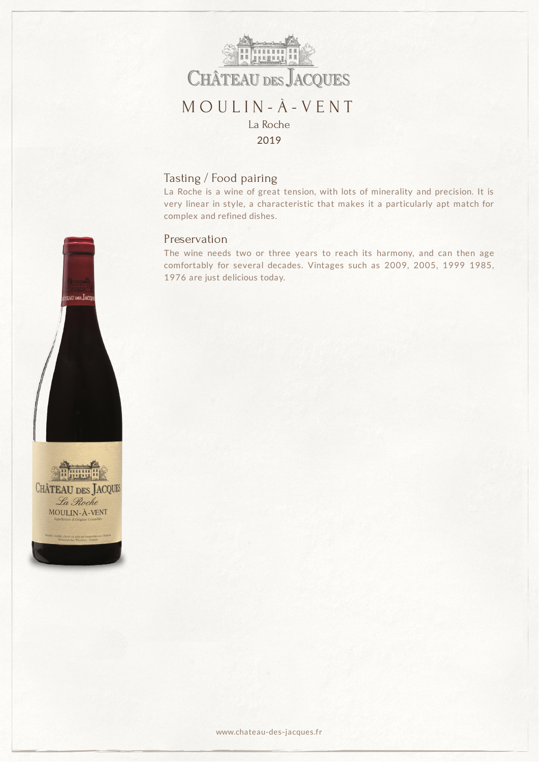# CHÂTEAU DES JACQUES

## MOULIN-À-VENT

La Roche

2019

### Tasting / Food pairing

La Roche is a wine of great tension, with lots of minerality and precision. It is very linear in style, a characteristic that makes it a particularly apt match for complex and refined dishes.

### Preservation

The wine needs two or three years to reach its harmony, and can then age comfortably for several decades. Vintages such as 2009, 2005, 1999 1985, 1976 are just delicious today.

www.chateau-des-jacques.fr